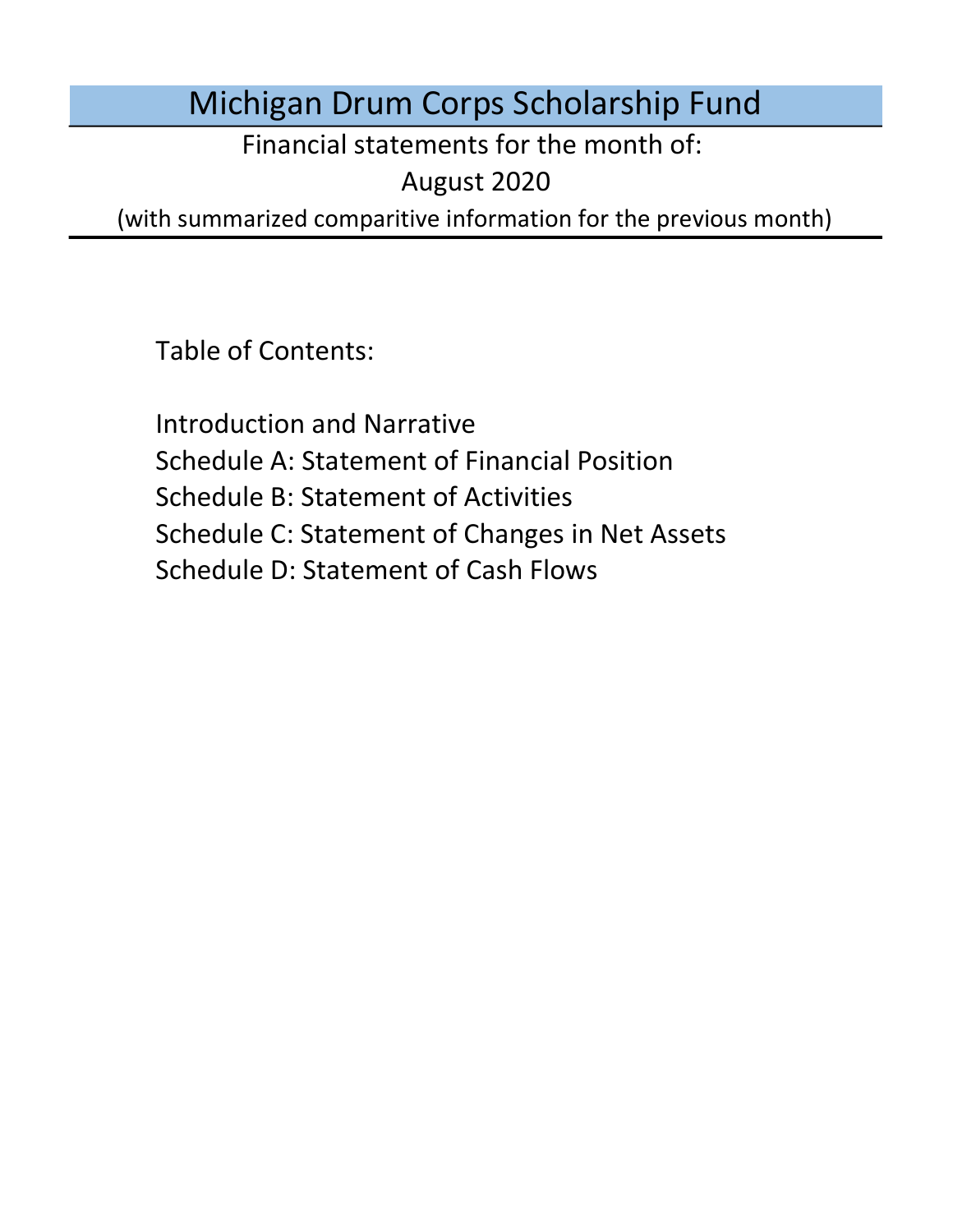# Michigan Drum Corps Scholarship Fund

Financial statements for the month of:

August 2020

(with summarized comparitive information for the previous month)

Table of Contents:

- Introduction and Narrative
- Schedule A: Statement of Financial Position
- Schedule B: Statement of Activities
- Schedule C: Statement of Changes in Net Assets
- Schedule D: Statement of Cash Flows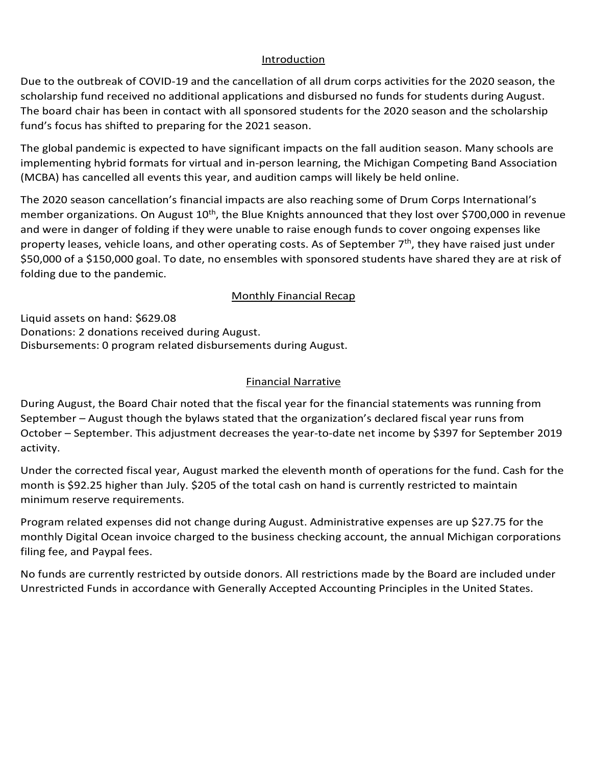## Introduction

Due to the outbreak of COVID-19 and the cancellation of all drum corps activities for the 2020 season, the scholarship fund received no additional applications and disbursed no funds for students during August. The board chair has been in contact with all sponsored students for the 2020 season and the scholarship fund's focus has shifted to preparing for the 2021 season.

The global pandemic is expected to have significant impacts on the fall audition season. Many schools are implementing hybrid formats for virtual and in-person learning, the Michigan Competing Band Association (MCBA) has cancelled all events this year, and audition camps will likely be held online.

The 2020 season cancellation's financial impacts are also reaching some of Drum Corps International's member organizations. On August 10th, the Blue Knights announced that they lost over $700,000 in revenue and were in danger of folding if they were unable to raise enough funds to cover ongoing expenses like property leases, vehicle loans, and other operating costs. As of September 7th, they have raised just under $50,000 of a $150,000 goal. To date, no ensembles with sponsored students have shared they are at risk of folding due to the pandemic.

## Monthly Financial Recap

Liquid assets on hand: $629.08
Donations: 2 donations received during August.
Disbursements: 0 program related disbursements during August.

## Financial Narrative

During August, the Board Chair noted that the fiscal year for the financial statements was running from September – August though the bylaws stated that the organization's declared fiscal year runs from October – September. This adjustment decreases the year-to-date net income by $397 for September 2019 activity.

Under the corrected fiscal year, August marked the eleventh month of operations for the fund. Cash for the month is $92.25 higher than July. $205 of the total cash on hand is currently restricted to maintain minimum reserve requirements.

Program related expenses did not change during August. Administrative expenses are up $27.75 for the monthly Digital Ocean invoice charged to the business checking account, the annual Michigan corporations filing fee, and Paypal fees.

No funds are currently restricted by outside donors. All restrictions made by the Board are included under Unrestricted Funds in accordance with Generally Accepted Accounting Principles in the United States.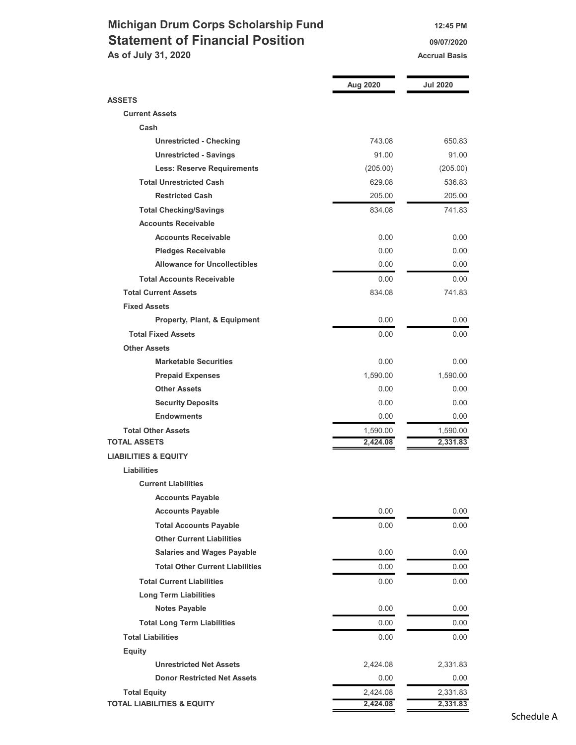# Michigan Drum Corps Scholarship Fund

## Statement of Financial Position

**As of July 31, 2020**

12:45 PM
09/07/2020
Accrual Basis

| | Aug 2020 | Jul 2020 |
|---|---|---|
| **ASSETS** | | |
| **Current Assets** | | |
| **Cash** | | |
| **Unrestricted - Checking** | 743.08 | 650.83 |
| **Unrestricted - Savings** | 91.00 | 91.00 |
| **Less: Reserve Requirements** | (205.00) | (205.00) |
| **Total Unrestricted Cash** | 629.08 | 536.83 |
| **Restricted Cash** | 205.00 | 205.00 |
| **Total Checking/Savings** | 834.08 | 741.83 |
| **Accounts Receivable** | | |
| **Accounts Receivable** | 0.00 | 0.00 |
| **Pledges Receivable** | 0.00 | 0.00 |
| **Allowance for Uncollectibles** | 0.00 | 0.00 |
| **Total Accounts Receivable** | 0.00 | 0.00 |
| **Total Current Assets** | 834.08 | 741.83 |
| **Fixed Assets** | | |
| **Property, Plant, & Equipment** | 0.00 | 0.00 |
| **Total Fixed Assets** | 0.00 | 0.00 |
| **Other Assets** | | |
| **Marketable Securities** | 0.00 | 0.00 |
| **Prepaid Expenses** | 1,590.00 | 1,590.00 |
| **Other Assets** | 0.00 | 0.00 |
| **Security Deposits** | 0.00 | 0.00 |
| **Endowments** | 0.00 | 0.00 |
| **Total Other Assets** | 1,590.00 | 1,590.00 |
| **TOTAL ASSETS** | **2,424.08** | **2,331.83** |
| **LIABILITIES & EQUITY** | | |
| **Liabilities** | | |
| **Current Liabilities** | | |
| **Accounts Payable** | | |
| **Accounts Payable** | 0.00 | 0.00 |
| **Total Accounts Payable** | 0.00 | 0.00 |
| **Other Current Liabilities** | | |
| **Salaries and Wages Payable** | 0.00 | 0.00 |
| **Total Other Current Liabilities** | 0.00 | 0.00 |
| **Total Current Liabilities** | 0.00 | 0.00 |
| **Long Term Liabilities** | | |
| **Notes Payable** | 0.00 | 0.00 |
| **Total Long Term Liabilities** | 0.00 | 0.00 |
| **Total Liabilities** | 0.00 | 0.00 |
| **Equity** | | |
| **Unrestricted Net Assets** | 2,424.08 | 2,331.83 |
| **Donor Restricted Net Assets** | 0.00 | 0.00 |
| **Total Equity** | 2,424.08 | 2,331.83 |
| **TOTAL LIABILITIES & EQUITY** | **2,424.08** | **2,331.83** |

Schedule A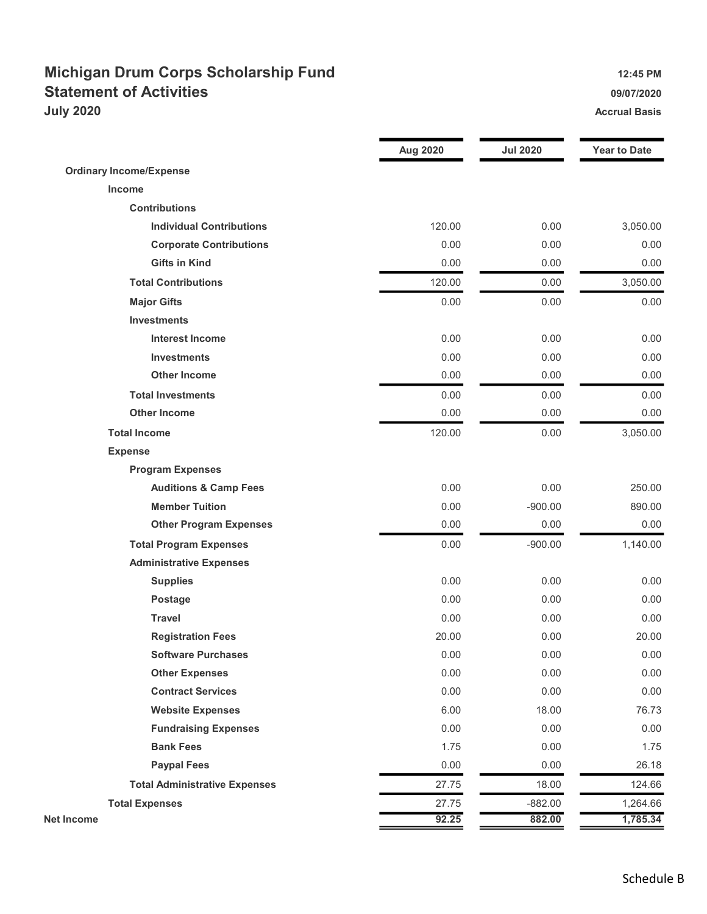# Michigan Drum Corps Scholarship Fund

## Statement of Activities

### July 2020

12:45 PM
09/07/2020
Accrual Basis

| | Aug 2020 | Jul 2020 | Year to Date |
|---|---|---|---|
| **Ordinary Income/Expense** | | | |
| **Income** | | | |
| **Contributions** | | | |
| **Individual Contributions** | 120.00 | 0.00 | 3,050.00 |
| **Corporate Contributions** | 0.00 | 0.00 | 0.00 |
| **Gifts in Kind** | 0.00 | 0.00 | 0.00 |
| **Total Contributions** | 120.00 | 0.00 | 3,050.00 |
| **Major Gifts** | 0.00 | 0.00 | 0.00 |
| **Investments** | | | |
| **Interest Income** | 0.00 | 0.00 | 0.00 |
| **Investments** | 0.00 | 0.00 | 0.00 |
| **Other Income** | 0.00 | 0.00 | 0.00 |
| **Total Investments** | 0.00 | 0.00 | 0.00 |
| **Other Income** | 0.00 | 0.00 | 0.00 |
| **Total Income** | 120.00 | 0.00 | 3,050.00 |
| **Expense** | | | |
| **Program Expenses** | | | |
| **Auditions & Camp Fees** | 0.00 | 0.00 | 250.00 |
| **Member Tuition** | 0.00 | -900.00 | 890.00 |
| **Other Program Expenses** | 0.00 | 0.00 | 0.00 |
| **Total Program Expenses** | 0.00 | -900.00 | 1,140.00 |
| **Administrative Expenses** | | | |
| **Supplies** | 0.00 | 0.00 | 0.00 |
| **Postage** | 0.00 | 0.00 | 0.00 |
| **Travel** | 0.00 | 0.00 | 0.00 |
| **Registration Fees** | 20.00 | 0.00 | 20.00 |
| **Software Purchases** | 0.00 | 0.00 | 0.00 |
| **Other Expenses** | 0.00 | 0.00 | 0.00 |
| **Contract Services** | 0.00 | 0.00 | 0.00 |
| **Website Expenses** | 6.00 | 18.00 | 76.73 |
| **Fundraising Expenses** | 0.00 | 0.00 | 0.00 |
| **Bank Fees** | 1.75 | 0.00 | 1.75 |
| **Paypal Fees** | 0.00 | 0.00 | 26.18 |
| **Total Administrative Expenses** | 27.75 | 18.00 | 124.66 |
| **Total Expenses** | 27.75 | -882.00 | 1,264.66 |
| **Net Income** | **92.25** | **882.00** | **1,785.34** |

Schedule B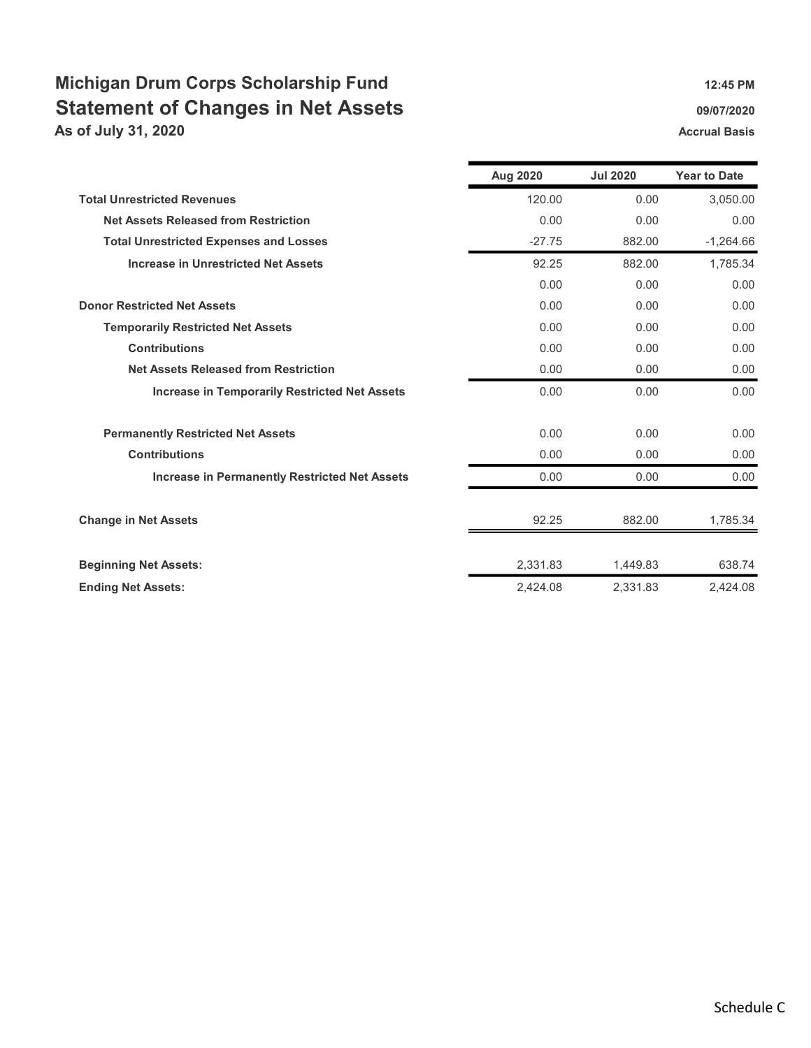# Michigan Drum Corps Scholarship Fund

## Statement of Changes in Net Assets

**As of July 31, 2020**

**12:45 PM**
**09/07/2020**
**Accrual Basis**

| | Aug 2020 | Jul 2020 | Year to Date |
|---|---|---|---|
| **Total Unrestricted Revenues** | 120.00 | 0.00 | 3,050.00 |
| **Net Assets Released from Restriction** | 0.00 | 0.00 | 0.00 |
| **Total Unrestricted Expenses and Losses** | -27.75 | 882.00 | -1,264.66 |
| **Increase in Unrestricted Net Assets** | 92.25 | 882.00 | 1,785.34 |
| | 0.00 | 0.00 | 0.00 |
| **Donor Restricted Net Assets** | 0.00 | 0.00 | 0.00 |
| **Temporarily Restricted Net Assets** | 0.00 | 0.00 | 0.00 |
| **Contributions** | 0.00 | 0.00 | 0.00 |
| **Net Assets Released from Restriction** | 0.00 | 0.00 | 0.00 |
| **Increase in Temporarily Restricted Net Assets** | 0.00 | 0.00 | 0.00 |
| **Permanently Restricted Net Assets** | 0.00 | 0.00 | 0.00 |
| **Contributions** | 0.00 | 0.00 | 0.00 |
| **Increase in Permanently Restricted Net Assets** | 0.00 | 0.00 | 0.00 |
| **Change in Net Assets** | 92.25 | 882.00 | 1,785.34 |
| **Beginning Net Assets:** | 2,331.83 | 1,449.83 | 638.74 |
| **Ending Net Assets:** | 2,424.08 | 2,331.83 | 2,424.08 |

Schedule C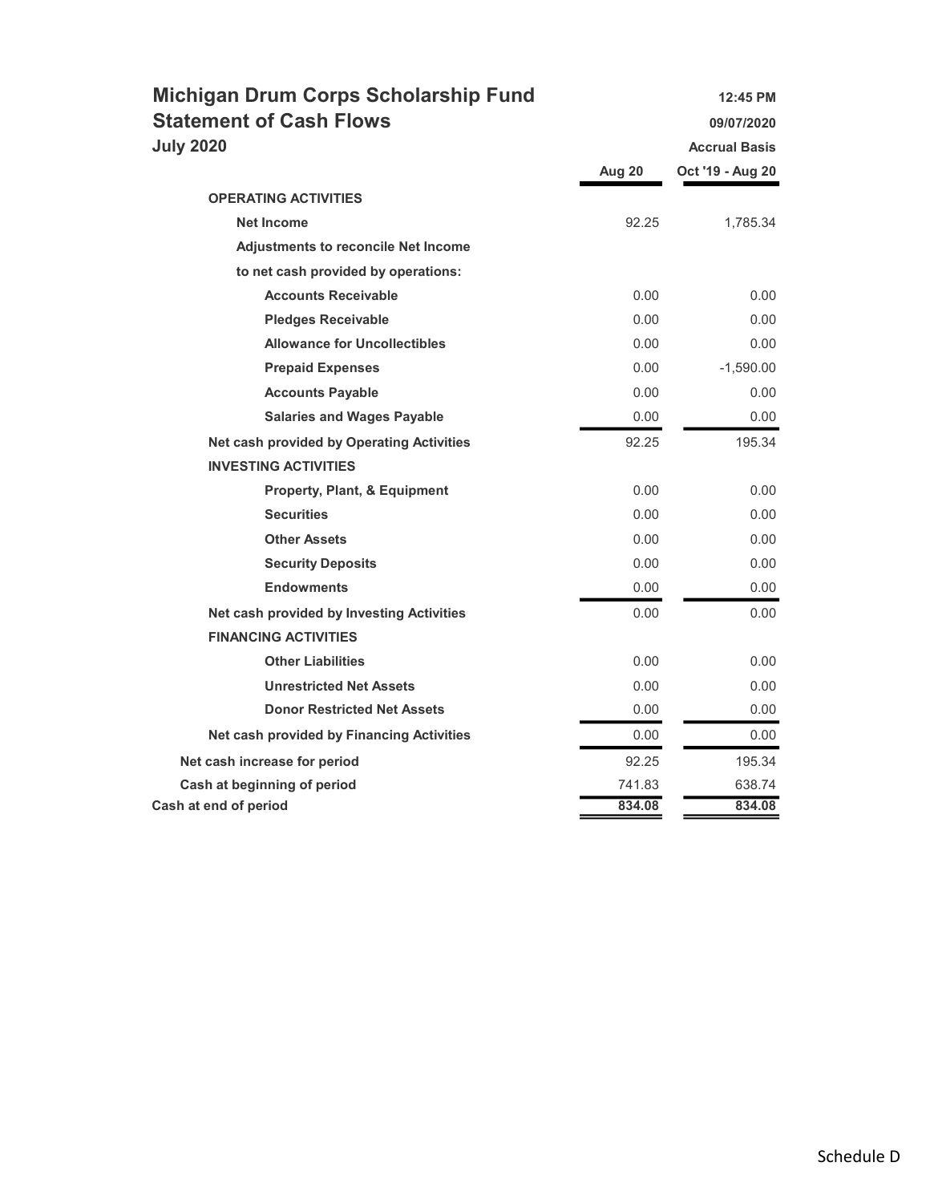# Michigan Drum Corps Scholarship Fund

## Statement of Cash Flows

### July 2020

12:45 PM
09/07/2020
Accrual Basis

| | Aug 20 | Oct '19 - Aug 20 |
|---|---|---|
| **OPERATING ACTIVITIES** | | |
| **Net Income** | 92.25 | 1,785.34 |
| **Adjustments to reconcile Net Income** | | |
| **to net cash provided by operations:** | | |
| **Accounts Receivable** | 0.00 | 0.00 |
| **Pledges Receivable** | 0.00 | 0.00 |
| **Allowance for Uncollectibles** | 0.00 | 0.00 |
| **Prepaid Expenses** | 0.00 | -1,590.00 |
| **Accounts Payable** | 0.00 | 0.00 |
| **Salaries and Wages Payable** | 0.00 | 0.00 |
| **Net cash provided by Operating Activities** | 92.25 | 195.34 |
| **INVESTING ACTIVITIES** | | |
| **Property, Plant, & Equipment** | 0.00 | 0.00 |
| **Securities** | 0.00 | 0.00 |
| **Other Assets** | 0.00 | 0.00 |
| **Security Deposits** | 0.00 | 0.00 |
| **Endowments** | 0.00 | 0.00 |
| **Net cash provided by Investing Activities** | 0.00 | 0.00 |
| **FINANCING ACTIVITIES** | | |
| **Other Liabilities** | 0.00 | 0.00 |
| **Unrestricted Net Assets** | 0.00 | 0.00 |
| **Donor Restricted Net Assets** | 0.00 | 0.00 |
| **Net cash provided by Financing Activities** | 0.00 | 0.00 |
| **Net cash increase for period** | 92.25 | 195.34 |
| **Cash at beginning of period** | 741.83 | 638.74 |
| **Cash at end of period** | **834.08** | **834.08** |

Schedule D